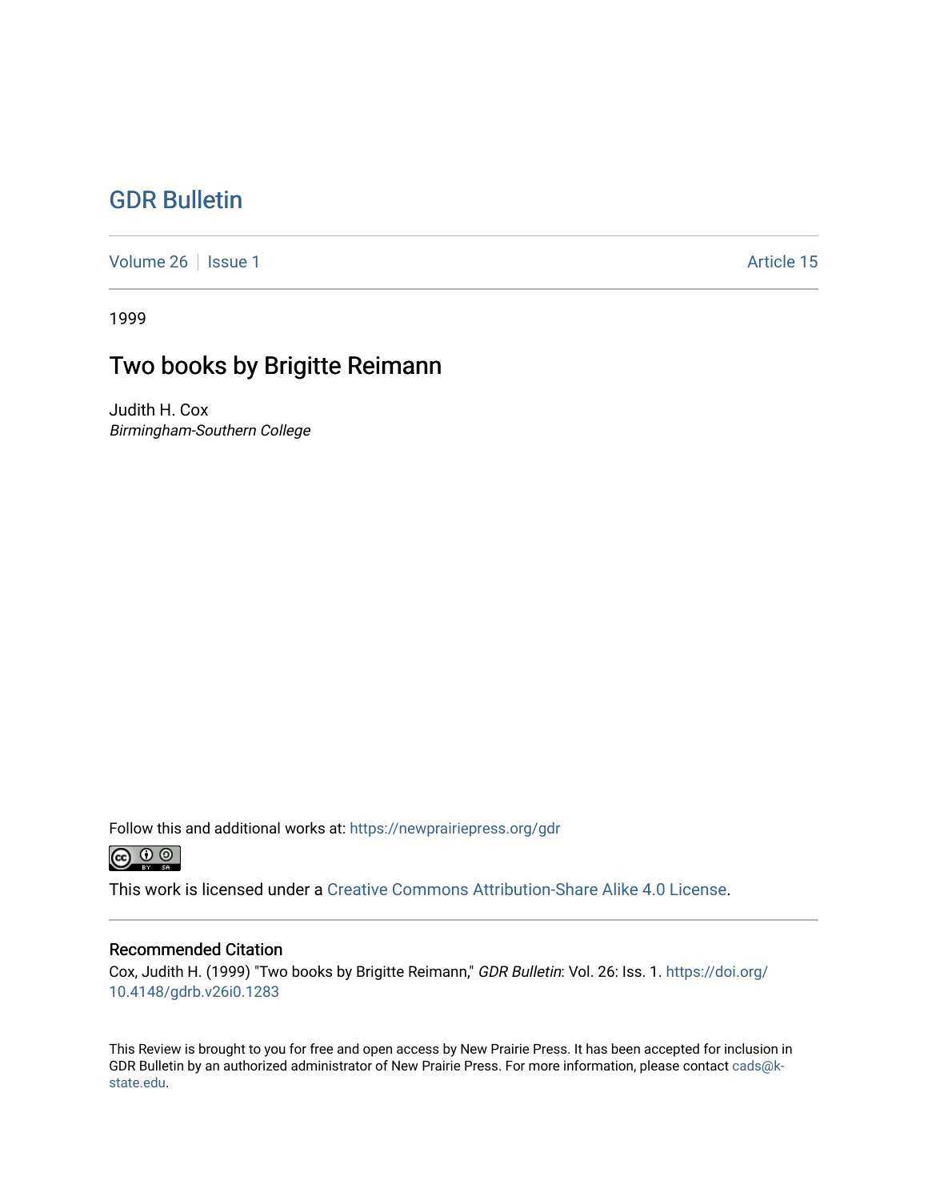# GDR Bulletin

Volume 26 | Issue 1 | Article 15

1999

## Two books by Brigitte Reimann

Judith H. Cox
*Birmingham-Southern College*

Follow this and additional works at: https://newprairiepress.org/gdr

This work is licensed under a Creative Commons Attribution-Share Alike 4.0 License.

### Recommended Citation

Cox, Judith H. (1999) "Two books by Brigitte Reimann," *GDR Bulletin*: Vol. 26: Iss. 1. https://doi.org/10.4148/gdrb.v26i0.1283

This Review is brought to you for free and open access by New Prairie Press. It has been accepted for inclusion in GDR Bulletin by an authorized administrator of New Prairie Press. For more information, please contact cads@k-state.edu.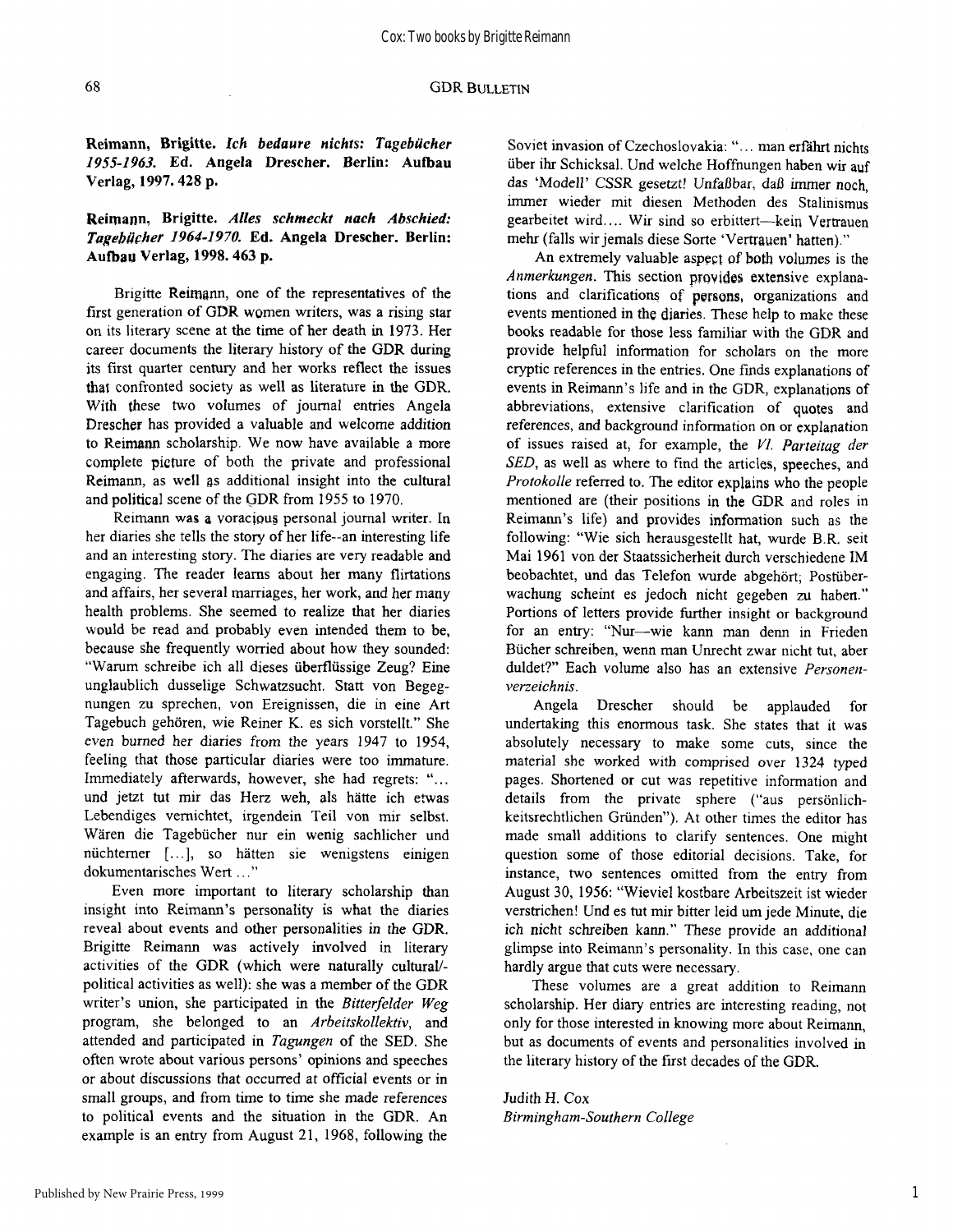**Reimann, Brigitte.** ***Ich bedaure nichts: Tagebücher 1955-1963.*** **Ed. Angela Drescher. Berlin: Aufbau Verlag, 1997. 428 p.**

**Reimann, Brigitte.** ***Alles schmeckt nach Abschied: Tagebücher 1964-1970.*** **Ed. Angela Drescher. Berlin: Aufbau Verlag, 1998. 463 p.**

Brigitte Reimann, one of the representatives of the first generation of GDR women writers, was a rising star on its literary scene at the time of her death in 1973. Her career documents the literary history of the GDR during its first quarter century and her works reflect the issues that confronted society as well as literature in the GDR. With these two volumes of journal entries Angela Drescher has provided a valuable and welcome addition to Reimann scholarship. We now have available a more complete picture of both the private and professional Reimann, as well as additional insight into the cultural and political scene of the GDR from 1955 to 1970.

Reimann was a voracious personal journal writer. In her diaries she tells the story of her life--an interesting life and an interesting story. The diaries are very readable and engaging. The reader learns about her many flirtations and affairs, her several marriages, her work, and her many health problems. She seemed to realize that her diaries would be read and probably even intended them to be, because she frequently worried about how they sounded: "Warum schreibe ich all dieses überflüssige Zeug? Eine unglaublich dusselige Schwatzsucht. Statt von Begegnungen zu sprechen, von Ereignissen, die in eine Art Tagebuch gehören, wie Reiner K. es sich vorstellt." She even burned her diaries from the years 1947 to 1954, feeling that those particular diaries were too immature. Immediately afterwards, however, she had regrets: "... und jetzt tut mir das Herz weh, als hätte ich etwas Lebendiges vernichtet, irgendein Teil von mir selbst. Wären die Tagebücher nur ein wenig sachlicher und nüchterner [...], so hätten sie wenigstens einigen dokumentarisches Wert ..."

Even more important to literary scholarship than insight into Reimann's personality is what the diaries reveal about events and other personalities in the GDR. Brigitte Reimann was actively involved in literary activities of the GDR (which were naturally cultural/-political activities as well): she was a member of the GDR writer's union, she participated in the *Bitterfelder Weg* program, she belonged to an *Arbeitskollektiv*, and attended and participated in *Tagungen* of the SED. She often wrote about various persons' opinions and speeches or about discussions that occurred at official events or in small groups, and from time to time she made references to political events and the situation in the GDR. An example is an entry from August 21, 1968, following the Soviet invasion of Czechoslovakia: "... man erfährt nichts über ihr Schicksal. Und welche Hoffnungen haben wir auf das 'Modell' CSSR gesetzt! Unfaßbar, daß immer noch, immer wieder mit diesen Methoden des Stalinismus gearbeitet wird.... Wir sind so erbittert—kein Vertrauen mehr (falls wir jemals diese Sorte 'Vertrauen' hatten)."

An extremely valuable aspect of both volumes is the *Anmerkungen*. This section provides extensive explanations and clarifications of persons, organizations and events mentioned in the diaries. These help to make these books readable for those less familiar with the GDR and provide helpful information for scholars on the more cryptic references in the entries. One finds explanations of events in Reimann's life and in the GDR, explanations of abbreviations, extensive clarification of quotes and references, and background information on or explanation of issues raised at, for example, the *VI. Parteitag der SED*, as well as where to find the articles, speeches, and *Protokolle* referred to. The editor explains who the people mentioned are (their positions in the GDR and roles in Reimann's life) and provides information such as the following: "Wie sich herausgestellt hat, wurde B.R. seit Mai 1961 von der Staatssicherheit durch verschiedene IM beobachtet, und das Telefon wurde abgehört; Postüberwachung scheint es jedoch nicht gegeben zu haben." Portions of letters provide further insight or background for an entry: "Nur—wie kann man denn in Frieden Bücher schreiben, wenn man Unrecht zwar nicht tut, aber duldet?" Each volume also has an extensive *Personenverzeichnis*.

Angela Drescher should be applauded for undertaking this enormous task. She states that it was absolutely necessary to make some cuts, since the material she worked with comprised over 1324 typed pages. Shortened or cut was repetitive information and details from the private sphere ("aus persönlichkeitsrechtlichen Gründen"). At other times the editor has made small additions to clarify sentences. One might question some of those editorial decisions. Take, for instance, two sentences omitted from the entry from August 30, 1956: "Wieviel kostbare Arbeitszeit ist wieder verstrichen! Und es tut mir bitter leid um jede Minute, die ich nicht schreiben kann." These provide an additional glimpse into Reimann's personality. In this case, one can hardly argue that cuts were necessary.

These volumes are a great addition to Reimann scholarship. Her diary entries are interesting reading, not only for those interested in knowing more about Reimann, but as documents of events and personalities involved in the literary history of the first decades of the GDR.

Judith H. Cox
*Birmingham-Southern College*